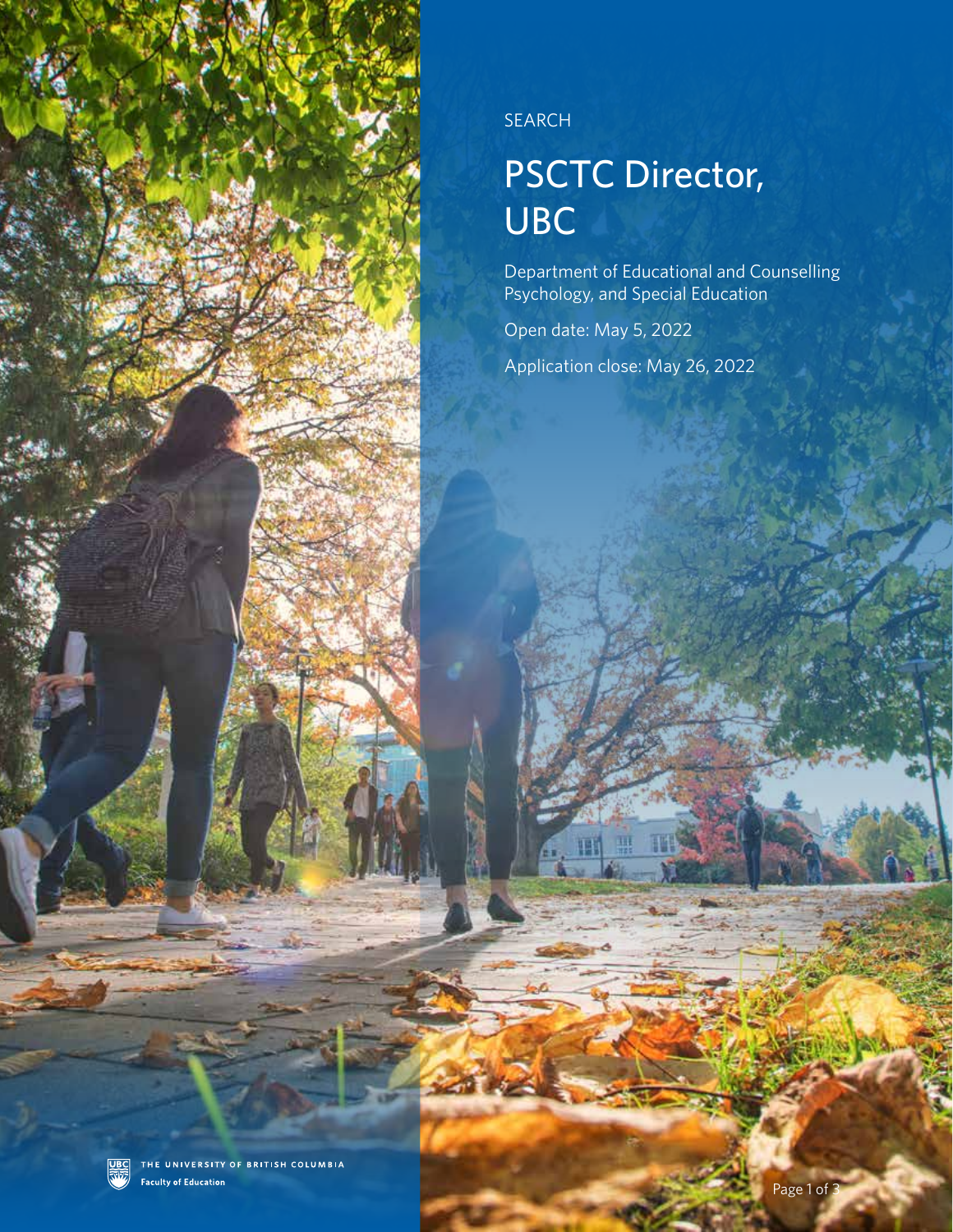SEARCH

# PSCTC Director, UBC

Department of Educational and Counselling Psychology, and Special Education

Open date: May 5, 2022

Application close: May 26, 2022

THE UNIVERSITY OF BRITISH COLUMBIA

Faculty of Education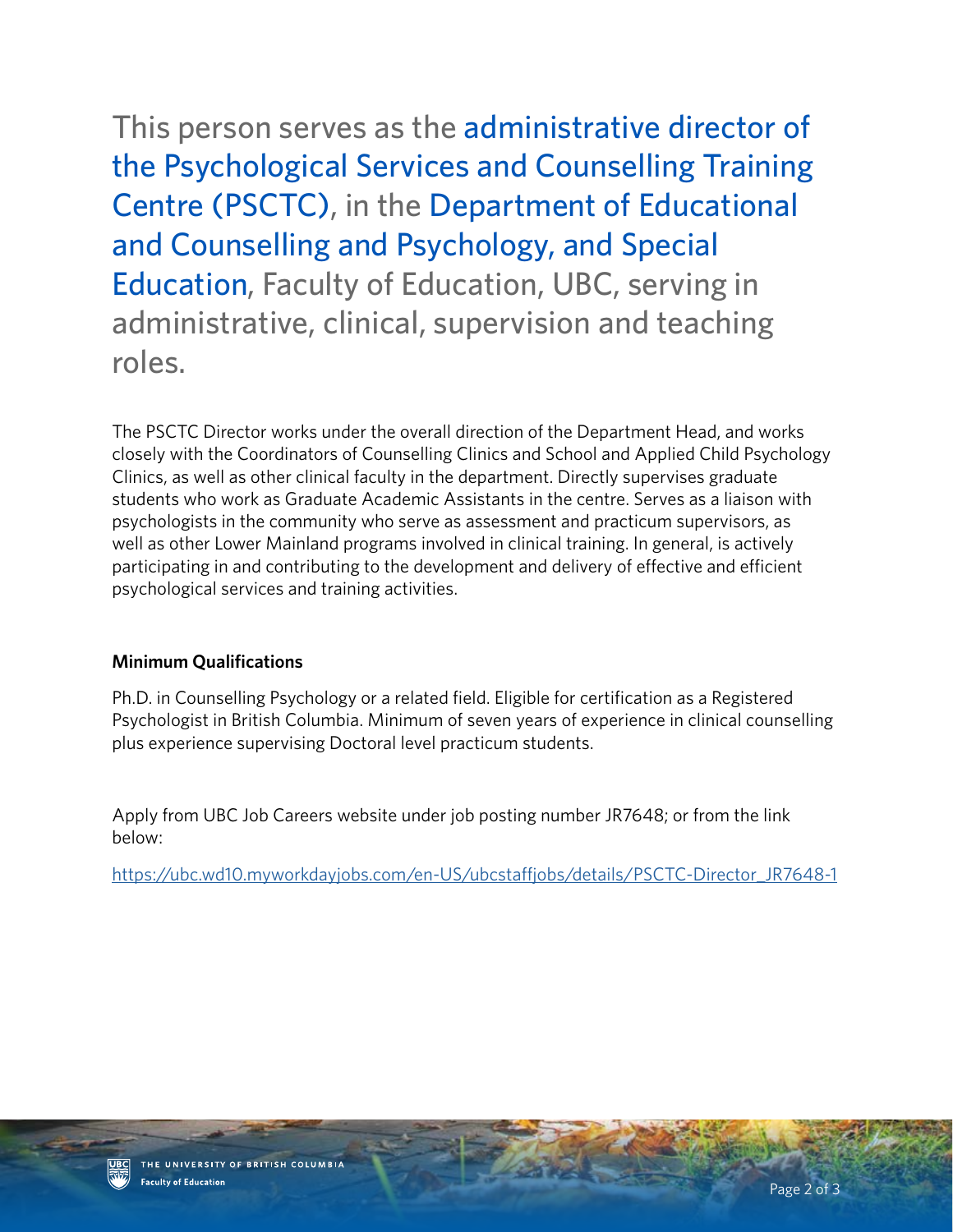This person serves as the administrative director of the Psychological Services and Counselling Training Centre (PSCTC), in the Department of Educational and Counselling and Psychology, and Special Education, Faculty of Education, UBC, serving in administrative, clinical, supervision and teaching roles.

The PSCTC Director works under the overall direction of the Department Head, and works closely with the Coordinators of Counselling Clinics and School and Applied Child Psychology Clinics, as well as other clinical faculty in the department. Directly supervises graduate students who work as Graduate Academic Assistants in the centre. Serves as a liaison with psychologists in the community who serve as assessment and practicum supervisors, as well as other Lower Mainland programs involved in clinical training. In general, is actively participating in and contributing to the development and delivery of effective and efficient psychological services and training activities.

**Minimum Qualifications**

Ph.D. in Counselling Psychology or a related field. Eligible for certification as a Registered Psychologist in British Columbia. Minimum of seven years of experience in clinical counselling plus experience supervising Doctoral level practicum students.

Apply from UBC Job Careers website under job posting number JR7648; or from the link below:

https://ubc.wd10.myworkdayjobs.com/en-US/ubcstaffjobs/details/PSCTC-Director_JR7648-1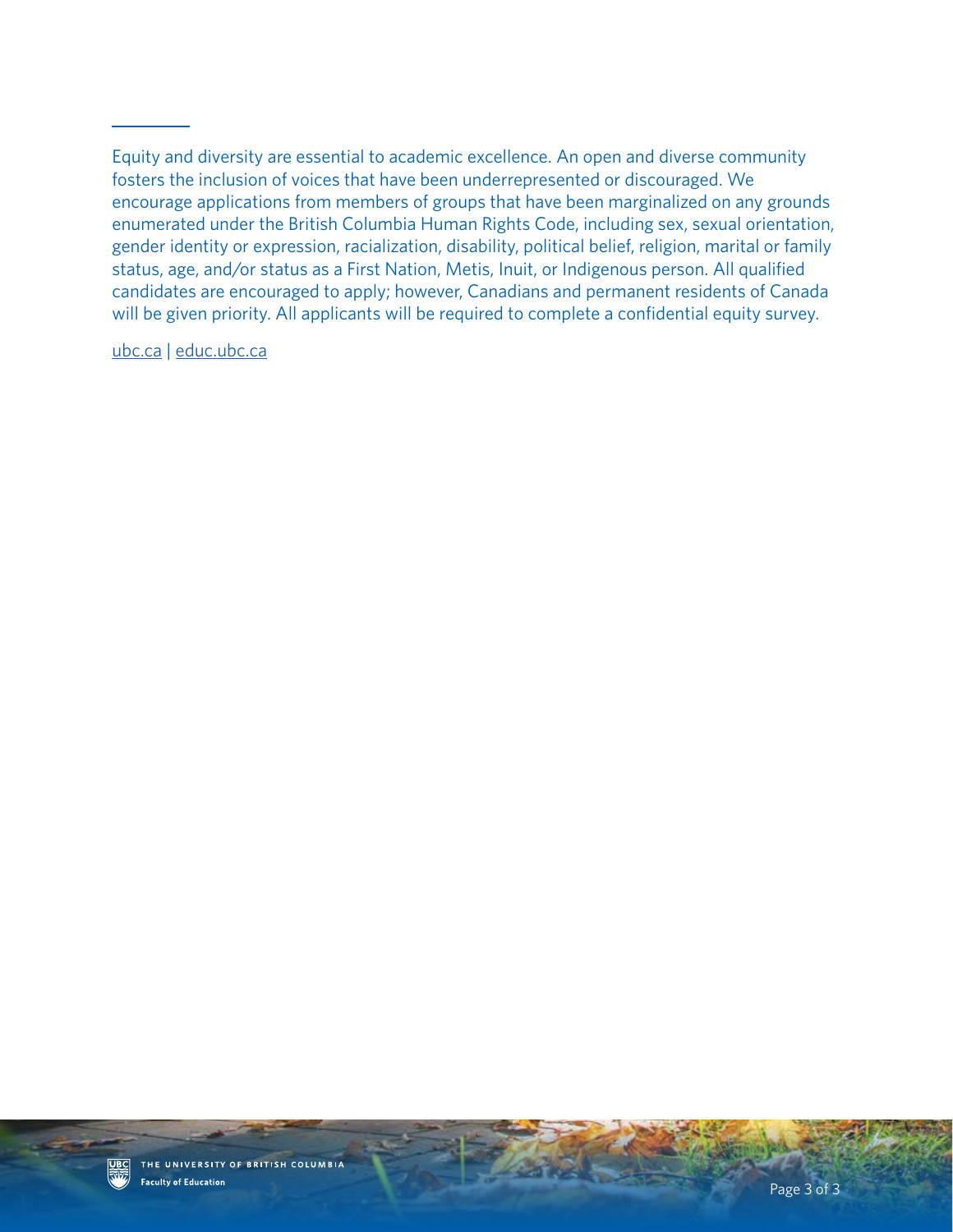Equity and diversity are essential to academic excellence. An open and diverse community fosters the inclusion of voices that have been underrepresented or discouraged. We encourage applications from members of groups that have been marginalized on any grounds enumerated under the British Columbia Human Rights Code, including sex, sexual orientation, gender identity or expression, racialization, disability, political belief, religion, marital or family status, age, and/or status as a First Nation, Metis, Inuit, or Indigenous person. All qualified candidates are encouraged to apply; however, Canadians and permanent residents of Canada will be given priority. All applicants will be required to complete a confidential equity survey.

ubc.ca | educ.ubc.ca